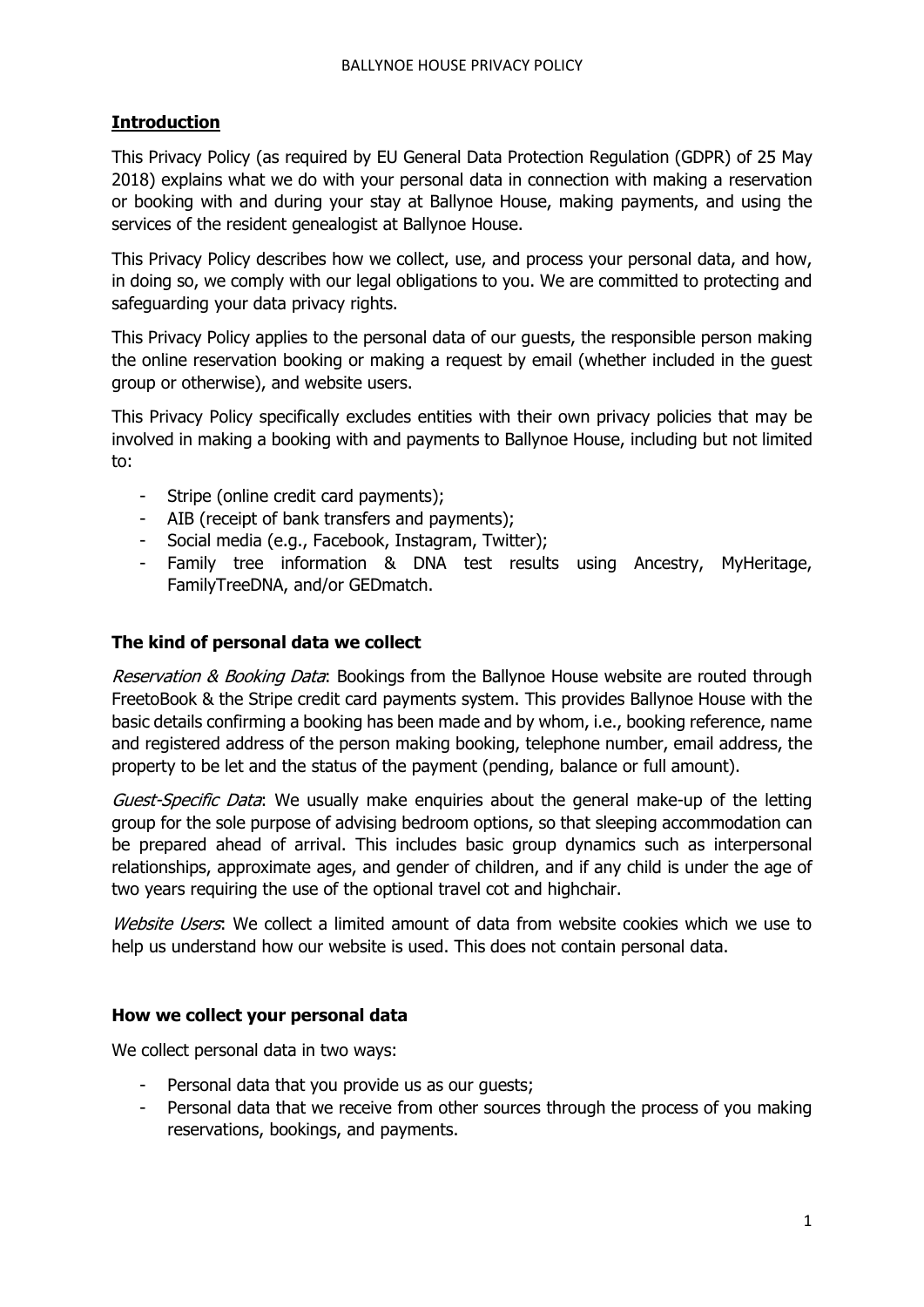## Introduction

This Privacy Policy (as required by EU General Data Protection Regulation (GDPR) of 25 May 2018) explains what we do with your personal data in connection with making a reservation or booking with and during your stay at Ballynoe House, making payments, and using the services of the resident genealogist at Ballynoe House.

This Privacy Policy describes how we collect, use, and process your personal data, and how, in doing so, we comply with our legal obligations to you. We are committed to protecting and safeguarding your data privacy rights.

This Privacy Policy applies to the personal data of our guests, the responsible person making the online reservation booking or making a request by email (whether included in the guest group or otherwise), and website users.

This Privacy Policy specifically excludes entities with their own privacy policies that may be involved in making a booking with and payments to Ballynoe House, including but not limited to:

- Stripe (online credit card payments);
- AIB (receipt of bank transfers and payments);
- Social media (e.g., Facebook, Instagram, Twitter);
- Family tree information & DNA test results using Ancestry, MyHeritage, FamilyTreeDNA, and/or GEDmatch.

### The kind of personal data we collect

*Reservation & Booking Data*: Bookings from the Ballynoe House website are routed through FreetoBook & the Stripe credit card payments system. This provides Ballynoe House with the basic details confirming a booking has been made and by whom, i.e., booking reference, name and registered address of the person making booking, telephone number, email address, the property to be let and the status of the payment (pending, balance or full amount).

*Guest-Specific Data*: We usually make enquiries about the general make-up of the letting group for the sole purpose of advising bedroom options, so that sleeping accommodation can be prepared ahead of arrival. This includes basic group dynamics such as interpersonal relationships, approximate ages, and gender of children, and if any child is under the age of two years requiring the use of the optional travel cot and highchair.

*Website Users*: We collect a limited amount of data from website cookies which we use to help us understand how our website is used. This does not contain personal data.

### How we collect your personal data

We collect personal data in two ways:

- Personal data that you provide us as our guests;
- Personal data that we receive from other sources through the process of you making reservations, bookings, and payments.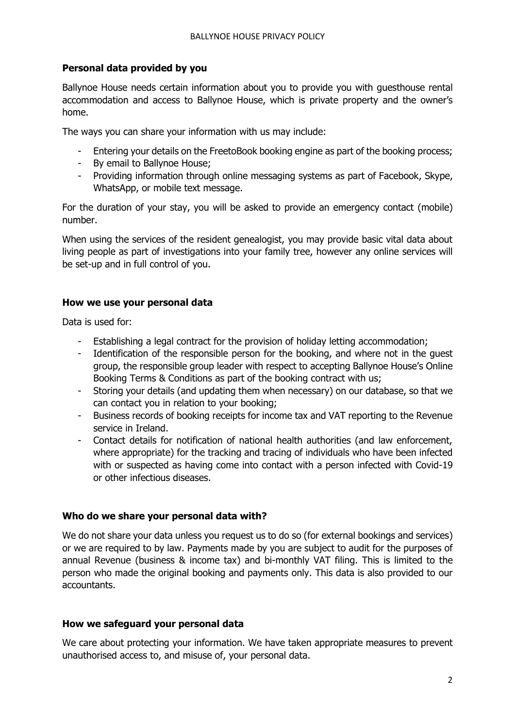### Personal data provided by you

Ballynoe House needs certain information about you to provide you with guesthouse rental accommodation and access to Ballynoe House, which is private property and the owner's home.

The ways you can share your information with us may include:

- Entering your details on the FreetoBook booking engine as part of the booking process;
- By email to Ballynoe House;
- Providing information through online messaging systems as part of Facebook, Skype, WhatsApp, or mobile text message.

For the duration of your stay, you will be asked to provide an emergency contact (mobile) number.

When using the services of the resident genealogist, you may provide basic vital data about living people as part of investigations into your family tree, however any online services will be set-up and in full control of you.

### How we use your personal data

Data is used for:

- Establishing a legal contract for the provision of holiday letting accommodation;
- Identification of the responsible person for the booking, and where not in the guest group, the responsible group leader with respect to accepting Ballynoe House's Online Booking Terms & Conditions as part of the booking contract with us;
- Storing your details (and updating them when necessary) on our database, so that we can contact you in relation to your booking;
- Business records of booking receipts for income tax and VAT reporting to the Revenue service in Ireland.
- Contact details for notification of national health authorities (and law enforcement, where appropriate) for the tracking and tracing of individuals who have been infected with or suspected as having come into contact with a person infected with Covid-19 or other infectious diseases.

### Who do we share your personal data with?

We do not share your data unless you request us to do so (for external bookings and services) or we are required to by law. Payments made by you are subject to audit for the purposes of annual Revenue (business & income tax) and bi-monthly VAT filing. This is limited to the person who made the original booking and payments only. This data is also provided to our accountants.

### How we safeguard your personal data

We care about protecting your information. We have taken appropriate measures to prevent unauthorised access to, and misuse of, your personal data.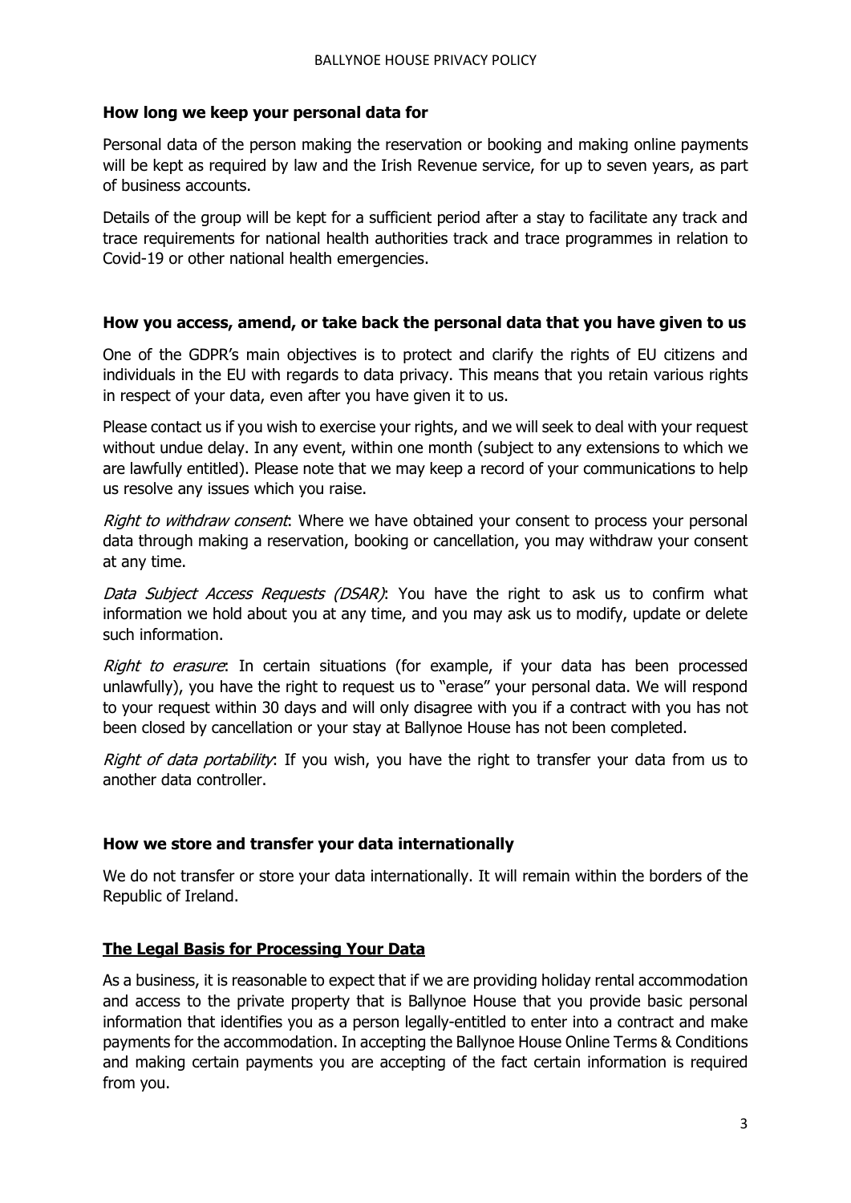### How long we keep your personal data for

Personal data of the person making the reservation or booking and making online payments will be kept as required by law and the Irish Revenue service, for up to seven years, as part of business accounts.

Details of the group will be kept for a sufficient period after a stay to facilitate any track and trace requirements for national health authorities track and trace programmes in relation to Covid-19 or other national health emergencies.

### How you access, amend, or take back the personal data that you have given to us

One of the GDPR's main objectives is to protect and clarify the rights of EU citizens and individuals in the EU with regards to data privacy. This means that you retain various rights in respect of your data, even after you have given it to us.

Please contact us if you wish to exercise your rights, and we will seek to deal with your request without undue delay. In any event, within one month (subject to any extensions to which we are lawfully entitled). Please note that we may keep a record of your communications to help us resolve any issues which you raise.

*Right to withdraw consent*: Where we have obtained your consent to process your personal data through making a reservation, booking or cancellation, you may withdraw your consent at any time.

*Data Subject Access Requests (DSAR)*: You have the right to ask us to confirm what information we hold about you at any time, and you may ask us to modify, update or delete such information.

*Right to erasure*: In certain situations (for example, if your data has been processed unlawfully), you have the right to request us to "erase" your personal data. We will respond to your request within 30 days and will only disagree with you if a contract with you has not been closed by cancellation or your stay at Ballynoe House has not been completed.

*Right of data portability*: If you wish, you have the right to transfer your data from us to another data controller.

### How we store and transfer your data internationally

We do not transfer or store your data internationally. It will remain within the borders of the Republic of Ireland.

### The Legal Basis for Processing Your Data

As a business, it is reasonable to expect that if we are providing holiday rental accommodation and access to the private property that is Ballynoe House that you provide basic personal information that identifies you as a person legally-entitled to enter into a contract and make payments for the accommodation. In accepting the Ballynoe House Online Terms & Conditions and making certain payments you are accepting of the fact certain information is required from you.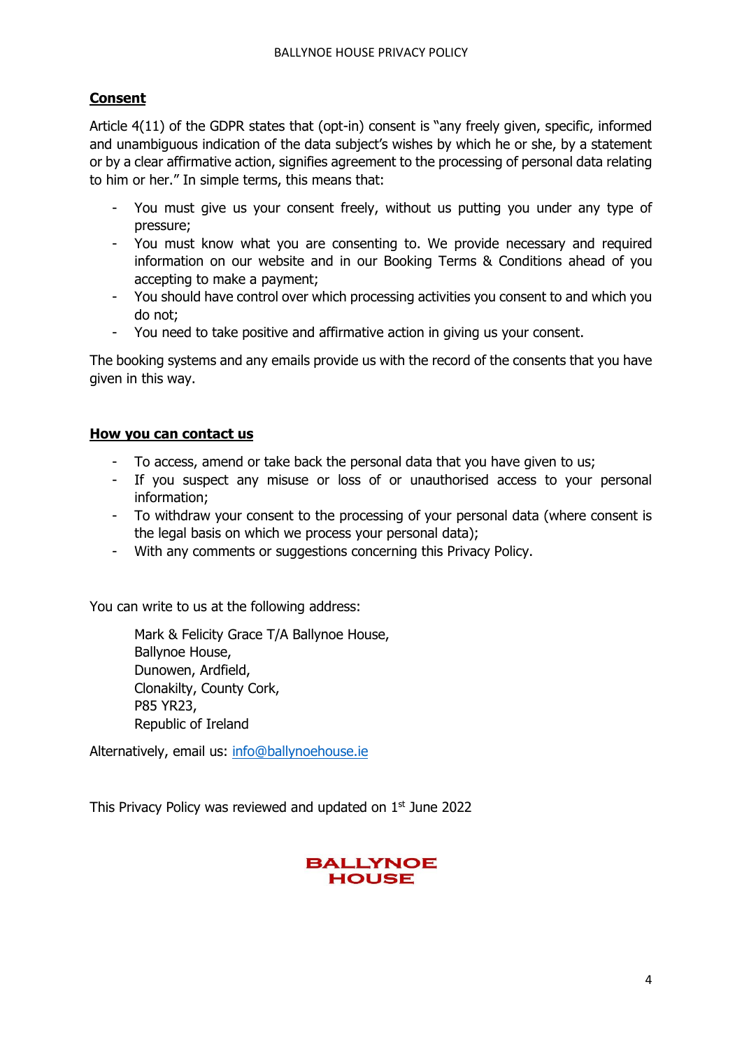## Consent

Article 4(11) of the GDPR states that (opt-in) consent is "any freely given, specific, informed and unambiguous indication of the data subject's wishes by which he or she, by a statement or by a clear affirmative action, signifies agreement to the processing of personal data relating to him or her." In simple terms, this means that:

- You must give us your consent freely, without us putting you under any type of pressure;
- You must know what you are consenting to. We provide necessary and required information on our website and in our Booking Terms & Conditions ahead of you accepting to make a payment;
- You should have control over which processing activities you consent to and which you do not;
- You need to take positive and affirmative action in giving us your consent.

The booking systems and any emails provide us with the record of the consents that you have given in this way.

## How you can contact us

- To access, amend or take back the personal data that you have given to us;
- If you suspect any misuse or loss of or unauthorised access to your personal information;
- To withdraw your consent to the processing of your personal data (where consent is the legal basis on which we process your personal data);
- With any comments or suggestions concerning this Privacy Policy.

You can write to us at the following address:

Mark & Felicity Grace T/A Ballynoe House,
Ballynoe House,
Dunowen, Ardfield,
Clonakilty, County Cork,
P85 YR23,
Republic of Ireland

Alternatively, email us: info@ballynoehouse.ie

This Privacy Policy was reviewed and updated on 1st June 2022

**BALLYNOE HOUSE**